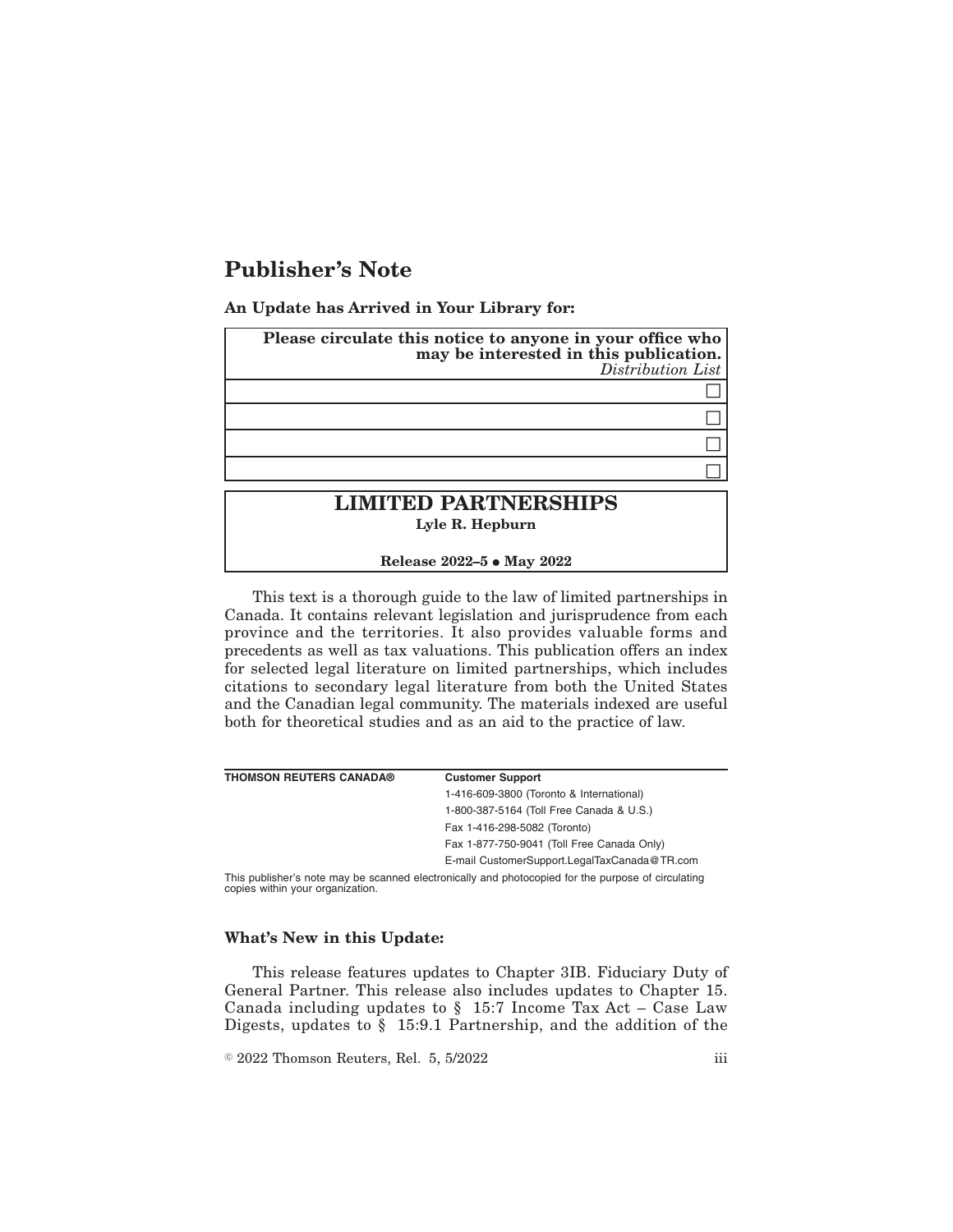# Publisher's Note

**An Update has Arrived in Your Library for:**

| **Please circulate this notice to anyone in your office who may be interested in this publication.** *Distribution List* |
| --- |
| ☐ |
| ☐ |
| ☐ |
| ☐ |

## LIMITED PARTNERSHIPS

**Lyle R. Hepburn**

**Release 2022–5 • May 2022**

This text is a thorough guide to the law of limited partnerships in Canada. It contains relevant legislation and jurisprudence from each province and the territories. It also provides valuable forms and precedents as well as tax valuations. This publication offers an index for selected legal literature on limited partnerships, which includes citations to secondary legal literature from both the United States and the Canadian legal community. The materials indexed are useful both for theoretical studies and as an aid to the practice of law.

| **THOMSON REUTERS CANADA®** | **Customer Support** |
| --- | --- |
| | 1-416-609-3800 (Toronto & International) |
| | 1-800-387-5164 (Toll Free Canada & U.S.) |
| | Fax 1-416-298-5082 (Toronto) |
| | Fax 1-877-750-9041 (Toll Free Canada Only) |
| | E-mail CustomerSupport.LegalTaxCanada@TR.com |

This publisher's note may be scanned electronically and photocopied for the purpose of circulating copies within your organization.

**What's New in this Update:**

This release features updates to Chapter 3IB. Fiduciary Duty of General Partner. This release also includes updates to Chapter 15. Canada including updates to § 15:7 Income Tax Act – Case Law Digests, updates to § 15:9.1 Partnership, and the addition of the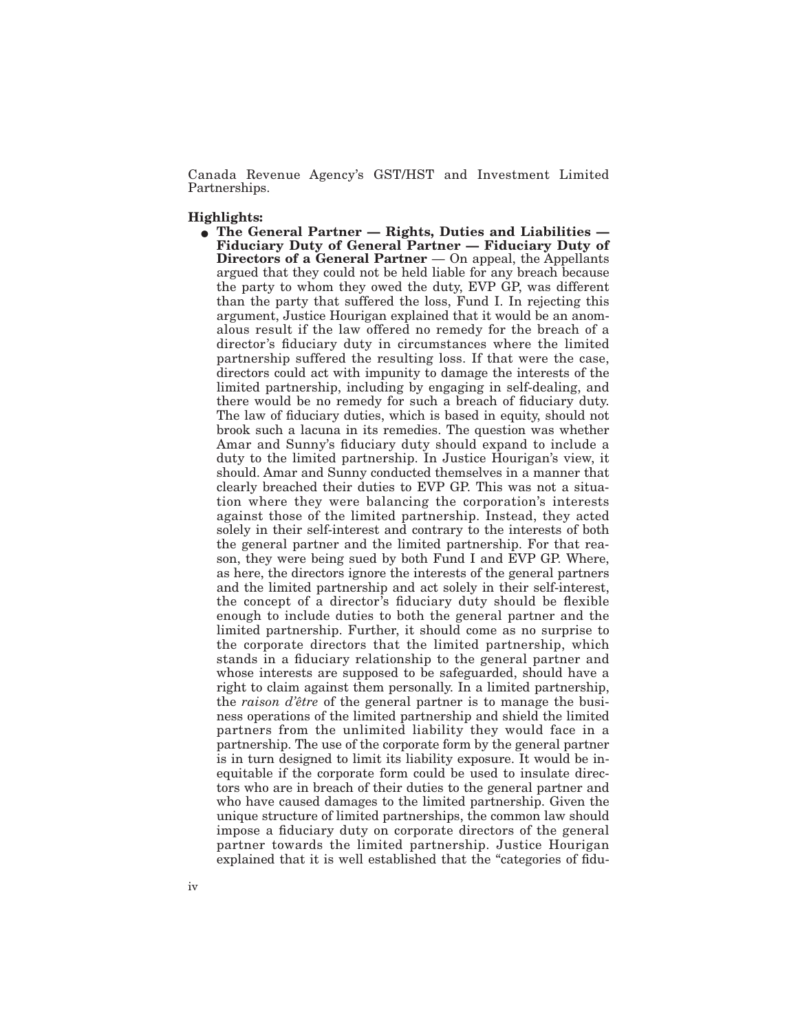Canada Revenue Agency's GST/HST and Investment Limited Partnerships.

**Highlights:**

- **The General Partner — Rights, Duties and Liabilities — Fiduciary Duty of General Partner — Fiduciary Duty of Directors of a General Partner** — On appeal, the Appellants argued that they could not be held liable for any breach because the party to whom they owed the duty, EVP GP, was different than the party that suffered the loss, Fund I. In rejecting this argument, Justice Hourigan explained that it would be an anomalous result if the law offered no remedy for the breach of a director's fiduciary duty in circumstances where the limited partnership suffered the resulting loss. If that were the case, directors could act with impunity to damage the interests of the limited partnership, including by engaging in self-dealing, and there would be no remedy for such a breach of fiduciary duty. The law of fiduciary duties, which is based in equity, should not brook such a lacuna in its remedies. The question was whether Amar and Sunny's fiduciary duty should expand to include a duty to the limited partnership. In Justice Hourigan's view, it should. Amar and Sunny conducted themselves in a manner that clearly breached their duties to EVP GP. This was not a situation where they were balancing the corporation's interests against those of the limited partnership. Instead, they acted solely in their self-interest and contrary to the interests of both the general partner and the limited partnership. For that reason, they were being sued by both Fund I and EVP GP. Where, as here, the directors ignore the interests of the general partners and the limited partnership and act solely in their self-interest, the concept of a director's fiduciary duty should be flexible enough to include duties to both the general partner and the limited partnership. Further, it should come as no surprise to the corporate directors that the limited partnership, which stands in a fiduciary relationship to the general partner and whose interests are supposed to be safeguarded, should have a right to claim against them personally. In a limited partnership, the *raison d'être* of the general partner is to manage the business operations of the limited partnership and shield the limited partners from the unlimited liability they would face in a partnership. The use of the corporate form by the general partner is in turn designed to limit its liability exposure. It would be inequitable if the corporate form could be used to insulate directors who are in breach of their duties to the general partner and who have caused damages to the limited partnership. Given the unique structure of limited partnerships, the common law should impose a fiduciary duty on corporate directors of the general partner towards the limited partnership. Justice Hourigan explained that it is well established that the "categories of fidu-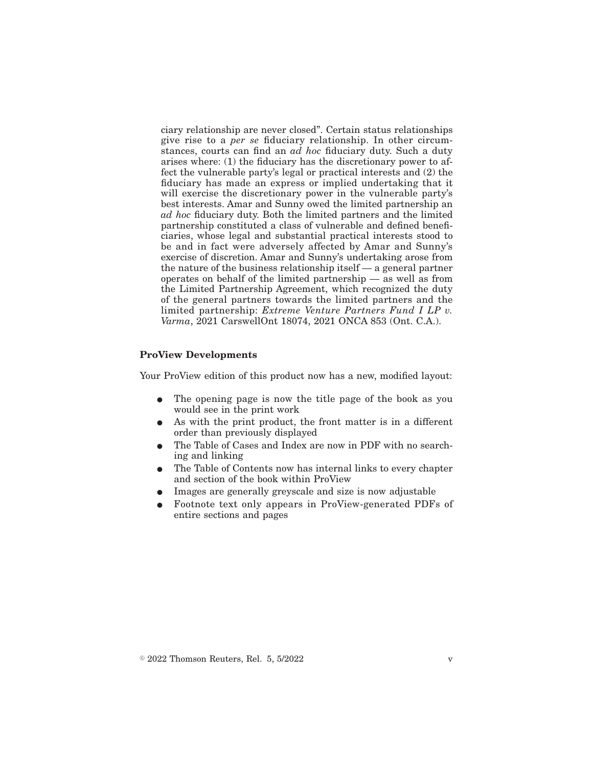ciary relationship are never closed". Certain status relationships give rise to a *per se* fiduciary relationship. In other circumstances, courts can find an *ad hoc* fiduciary duty. Such a duty arises where: (1) the fiduciary has the discretionary power to affect the vulnerable party's legal or practical interests and (2) the fiduciary has made an express or implied undertaking that it will exercise the discretionary power in the vulnerable party's best interests. Amar and Sunny owed the limited partnership an *ad hoc* fiduciary duty. Both the limited partners and the limited partnership constituted a class of vulnerable and defined beneficiaries, whose legal and substantial practical interests stood to be and in fact were adversely affected by Amar and Sunny's exercise of discretion. Amar and Sunny's undertaking arose from the nature of the business relationship itself — a general partner operates on behalf of the limited partnership — as well as from the Limited Partnership Agreement, which recognized the duty of the general partners towards the limited partners and the limited partnership: *Extreme Venture Partners Fund I LP v. Varma*, 2021 CarswellOnt 18074, 2021 ONCA 853 (Ont. C.A.).

**ProView Developments**

Your ProView edition of this product now has a new, modified layout:

- The opening page is now the title page of the book as you would see in the print work
- As with the print product, the front matter is in a different order than previously displayed
- The Table of Cases and Index are now in PDF with no searching and linking
- The Table of Contents now has internal links to every chapter and section of the book within ProView
- Images are generally greyscale and size is now adjustable
- Footnote text only appears in ProView-generated PDFs of entire sections and pages